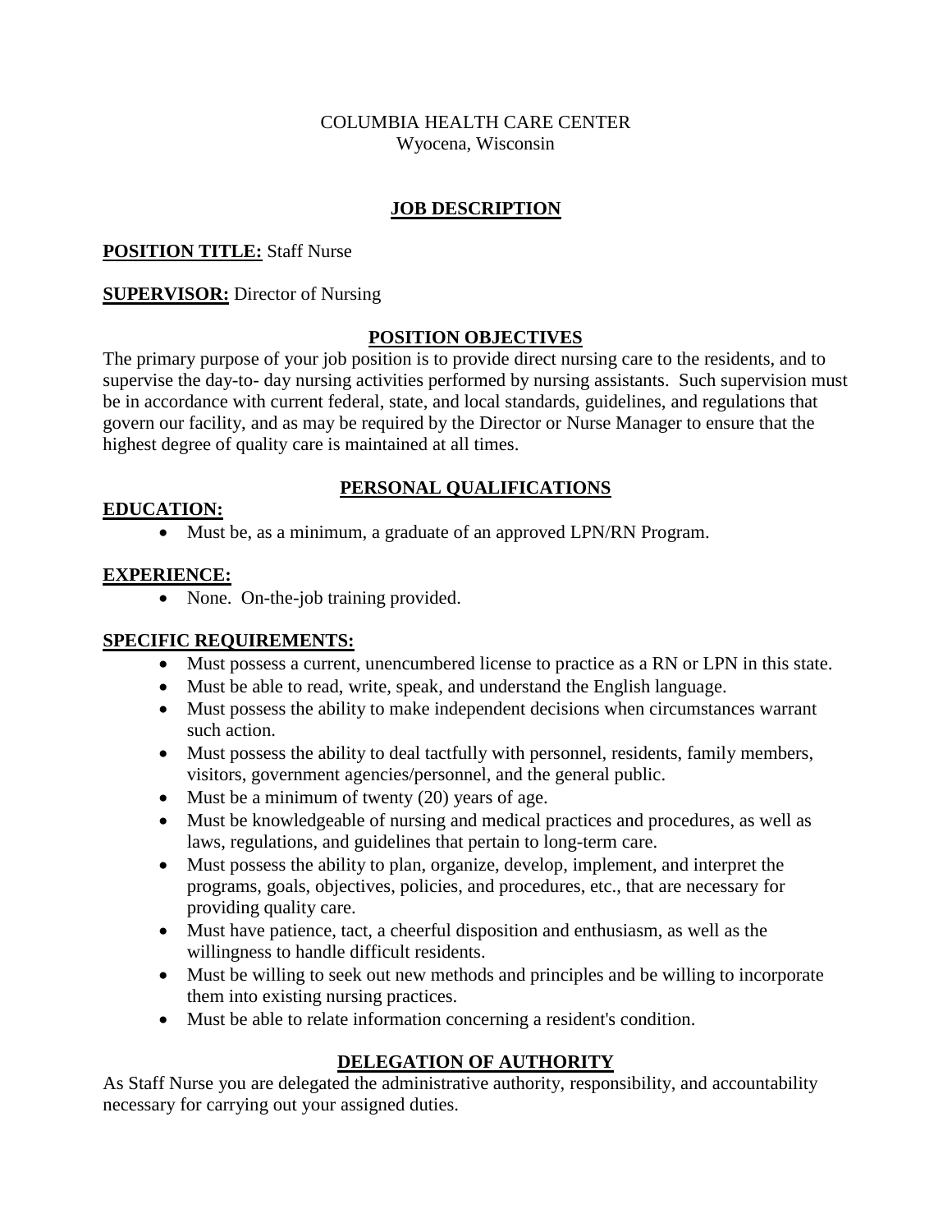COLUMBIA HEALTH CARE CENTER
Wyocena, Wisconsin

# JOB DESCRIPTION

**POSITION TITLE:** Staff Nurse

**SUPERVISOR:** Director of Nursing

## POSITION OBJECTIVES

The primary purpose of your job position is to provide direct nursing care to the residents, and to supervise the day-to- day nursing activities performed by nursing assistants. Such supervision must be in accordance with current federal, state, and local standards, guidelines, and regulations that govern our facility, and as may be required by the Director or Nurse Manager to ensure that the highest degree of quality care is maintained at all times.

## PERSONAL QUALIFICATIONS

### EDUCATION:

- Must be, as a minimum, a graduate of an approved LPN/RN Program.

### EXPERIENCE:

- None. On-the-job training provided.

### SPECIFIC REQUIREMENTS:

- Must possess a current, unencumbered license to practice as a RN or LPN in this state.
- Must be able to read, write, speak, and understand the English language.
- Must possess the ability to make independent decisions when circumstances warrant such action.
- Must possess the ability to deal tactfully with personnel, residents, family members, visitors, government agencies/personnel, and the general public.
- Must be a minimum of twenty (20) years of age.
- Must be knowledgeable of nursing and medical practices and procedures, as well as laws, regulations, and guidelines that pertain to long-term care.
- Must possess the ability to plan, organize, develop, implement, and interpret the programs, goals, objectives, policies, and procedures, etc., that are necessary for providing quality care.
- Must have patience, tact, a cheerful disposition and enthusiasm, as well as the willingness to handle difficult residents.
- Must be willing to seek out new methods and principles and be willing to incorporate them into existing nursing practices.
- Must be able to relate information concerning a resident's condition.

## DELEGATION OF AUTHORITY

As Staff Nurse you are delegated the administrative authority, responsibility, and accountability necessary for carrying out your assigned duties.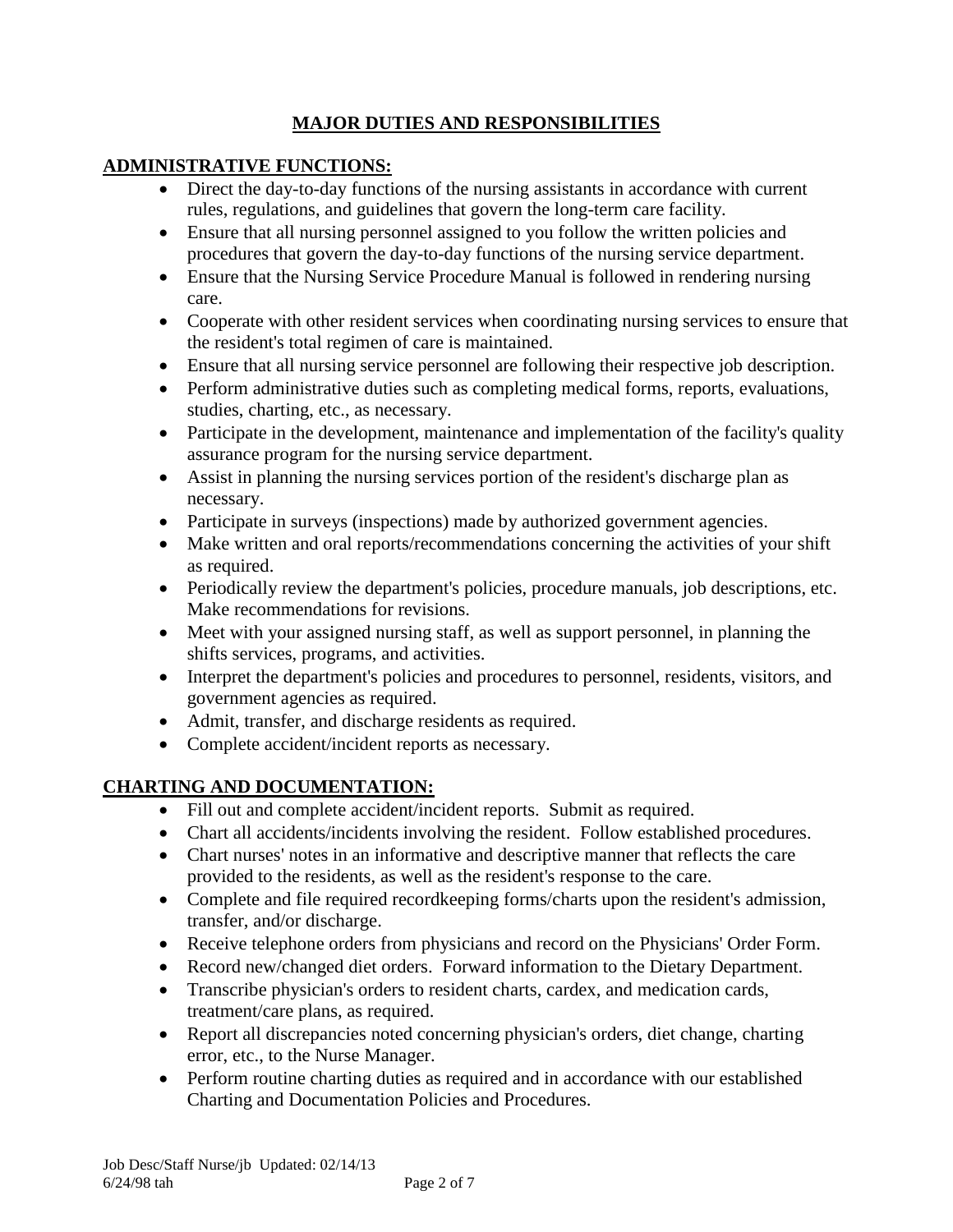# MAJOR DUTIES AND RESPONSIBILITIES

## ADMINISTRATIVE FUNCTIONS:

- Direct the day-to-day functions of the nursing assistants in accordance with current rules, regulations, and guidelines that govern the long-term care facility.
- Ensure that all nursing personnel assigned to you follow the written policies and procedures that govern the day-to-day functions of the nursing service department.
- Ensure that the Nursing Service Procedure Manual is followed in rendering nursing care.
- Cooperate with other resident services when coordinating nursing services to ensure that the resident's total regimen of care is maintained.
- Ensure that all nursing service personnel are following their respective job description.
- Perform administrative duties such as completing medical forms, reports, evaluations, studies, charting, etc., as necessary.
- Participate in the development, maintenance and implementation of the facility's quality assurance program for the nursing service department.
- Assist in planning the nursing services portion of the resident's discharge plan as necessary.
- Participate in surveys (inspections) made by authorized government agencies.
- Make written and oral reports/recommendations concerning the activities of your shift as required.
- Periodically review the department's policies, procedure manuals, job descriptions, etc. Make recommendations for revisions.
- Meet with your assigned nursing staff, as well as support personnel, in planning the shifts services, programs, and activities.
- Interpret the department's policies and procedures to personnel, residents, visitors, and government agencies as required.
- Admit, transfer, and discharge residents as required.
- Complete accident/incident reports as necessary.

## CHARTING AND DOCUMENTATION:

- Fill out and complete accident/incident reports. Submit as required.
- Chart all accidents/incidents involving the resident. Follow established procedures.
- Chart nurses' notes in an informative and descriptive manner that reflects the care provided to the residents, as well as the resident's response to the care.
- Complete and file required recordkeeping forms/charts upon the resident's admission, transfer, and/or discharge.
- Receive telephone orders from physicians and record on the Physicians' Order Form.
- Record new/changed diet orders. Forward information to the Dietary Department.
- Transcribe physician's orders to resident charts, cardex, and medication cards, treatment/care plans, as required.
- Report all discrepancies noted concerning physician's orders, diet change, charting error, etc., to the Nurse Manager.
- Perform routine charting duties as required and in accordance with our established Charting and Documentation Policies and Procedures.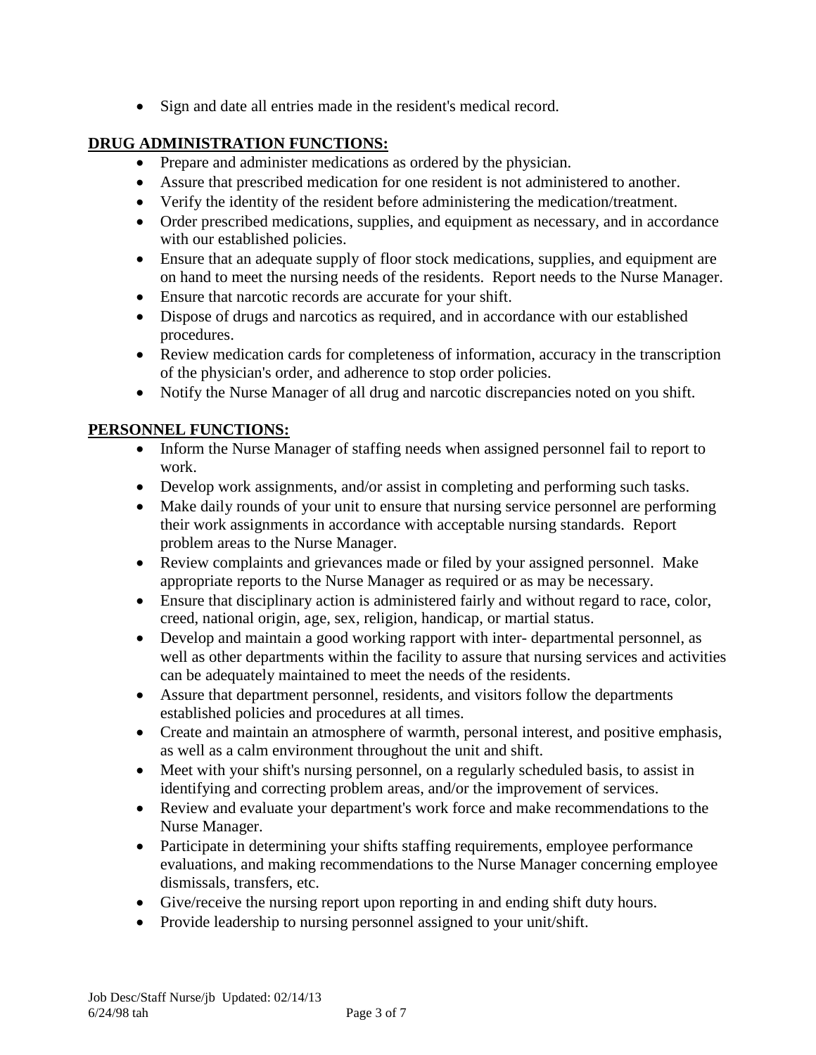- Sign and date all entries made in the resident's medical record.

**DRUG ADMINISTRATION FUNCTIONS:**

- Prepare and administer medications as ordered by the physician.
- Assure that prescribed medication for one resident is not administered to another.
- Verify the identity of the resident before administering the medication/treatment.
- Order prescribed medications, supplies, and equipment as necessary, and in accordance with our established policies.
- Ensure that an adequate supply of floor stock medications, supplies, and equipment are on hand to meet the nursing needs of the residents. Report needs to the Nurse Manager.
- Ensure that narcotic records are accurate for your shift.
- Dispose of drugs and narcotics as required, and in accordance with our established procedures.
- Review medication cards for completeness of information, accuracy in the transcription of the physician's order, and adherence to stop order policies.
- Notify the Nurse Manager of all drug and narcotic discrepancies noted on you shift.

**PERSONNEL FUNCTIONS:**

- Inform the Nurse Manager of staffing needs when assigned personnel fail to report to work.
- Develop work assignments, and/or assist in completing and performing such tasks.
- Make daily rounds of your unit to ensure that nursing service personnel are performing their work assignments in accordance with acceptable nursing standards. Report problem areas to the Nurse Manager.
- Review complaints and grievances made or filed by your assigned personnel. Make appropriate reports to the Nurse Manager as required or as may be necessary.
- Ensure that disciplinary action is administered fairly and without regard to race, color, creed, national origin, age, sex, religion, handicap, or martial status.
- Develop and maintain a good working rapport with inter- departmental personnel, as well as other departments within the facility to assure that nursing services and activities can be adequately maintained to meet the needs of the residents.
- Assure that department personnel, residents, and visitors follow the departments established policies and procedures at all times.
- Create and maintain an atmosphere of warmth, personal interest, and positive emphasis, as well as a calm environment throughout the unit and shift.
- Meet with your shift's nursing personnel, on a regularly scheduled basis, to assist in identifying and correcting problem areas, and/or the improvement of services.
- Review and evaluate your department's work force and make recommendations to the Nurse Manager.
- Participate in determining your shifts staffing requirements, employee performance evaluations, and making recommendations to the Nurse Manager concerning employee dismissals, transfers, etc.
- Give/receive the nursing report upon reporting in and ending shift duty hours.
- Provide leadership to nursing personnel assigned to your unit/shift.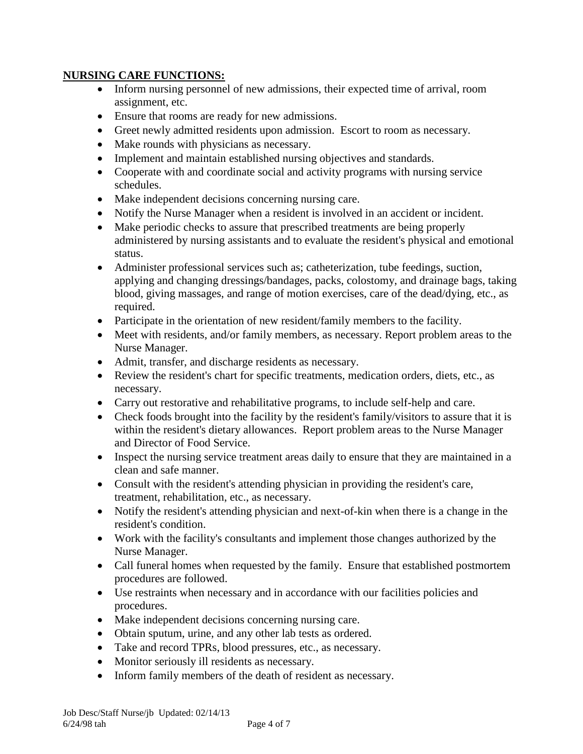**NURSING CARE FUNCTIONS:**

- Inform nursing personnel of new admissions, their expected time of arrival, room assignment, etc.
- Ensure that rooms are ready for new admissions.
- Greet newly admitted residents upon admission. Escort to room as necessary.
- Make rounds with physicians as necessary.
- Implement and maintain established nursing objectives and standards.
- Cooperate with and coordinate social and activity programs with nursing service schedules.
- Make independent decisions concerning nursing care.
- Notify the Nurse Manager when a resident is involved in an accident or incident.
- Make periodic checks to assure that prescribed treatments are being properly administered by nursing assistants and to evaluate the resident's physical and emotional status.
- Administer professional services such as; catheterization, tube feedings, suction, applying and changing dressings/bandages, packs, colostomy, and drainage bags, taking blood, giving massages, and range of motion exercises, care of the dead/dying, etc., as required.
- Participate in the orientation of new resident/family members to the facility.
- Meet with residents, and/or family members, as necessary. Report problem areas to the Nurse Manager.
- Admit, transfer, and discharge residents as necessary.
- Review the resident's chart for specific treatments, medication orders, diets, etc., as necessary.
- Carry out restorative and rehabilitative programs, to include self-help and care.
- Check foods brought into the facility by the resident's family/visitors to assure that it is within the resident's dietary allowances. Report problem areas to the Nurse Manager and Director of Food Service.
- Inspect the nursing service treatment areas daily to ensure that they are maintained in a clean and safe manner.
- Consult with the resident's attending physician in providing the resident's care, treatment, rehabilitation, etc., as necessary.
- Notify the resident's attending physician and next-of-kin when there is a change in the resident's condition.
- Work with the facility's consultants and implement those changes authorized by the Nurse Manager.
- Call funeral homes when requested by the family. Ensure that established postmortem procedures are followed.
- Use restraints when necessary and in accordance with our facilities policies and procedures.
- Make independent decisions concerning nursing care.
- Obtain sputum, urine, and any other lab tests as ordered.
- Take and record TPRs, blood pressures, etc., as necessary.
- Monitor seriously ill residents as necessary.
- Inform family members of the death of resident as necessary.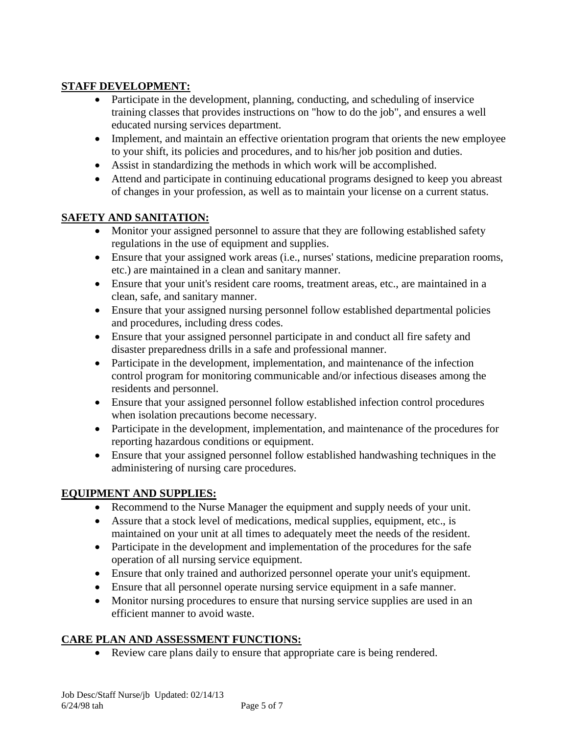**STAFF DEVELOPMENT:**

- Participate in the development, planning, conducting, and scheduling of inservice training classes that provides instructions on "how to do the job", and ensures a well educated nursing services department.
- Implement, and maintain an effective orientation program that orients the new employee to your shift, its policies and procedures, and to his/her job position and duties.
- Assist in standardizing the methods in which work will be accomplished.
- Attend and participate in continuing educational programs designed to keep you abreast of changes in your profession, as well as to maintain your license on a current status.

**SAFETY AND SANITATION:**

- Monitor your assigned personnel to assure that they are following established safety regulations in the use of equipment and supplies.
- Ensure that your assigned work areas (i.e., nurses' stations, medicine preparation rooms, etc.) are maintained in a clean and sanitary manner.
- Ensure that your unit's resident care rooms, treatment areas, etc., are maintained in a clean, safe, and sanitary manner.
- Ensure that your assigned nursing personnel follow established departmental policies and procedures, including dress codes.
- Ensure that your assigned personnel participate in and conduct all fire safety and disaster preparedness drills in a safe and professional manner.
- Participate in the development, implementation, and maintenance of the infection control program for monitoring communicable and/or infectious diseases among the residents and personnel.
- Ensure that your assigned personnel follow established infection control procedures when isolation precautions become necessary.
- Participate in the development, implementation, and maintenance of the procedures for reporting hazardous conditions or equipment.
- Ensure that your assigned personnel follow established handwashing techniques in the administering of nursing care procedures.

**EQUIPMENT AND SUPPLIES:**

- Recommend to the Nurse Manager the equipment and supply needs of your unit.
- Assure that a stock level of medications, medical supplies, equipment, etc., is maintained on your unit at all times to adequately meet the needs of the resident.
- Participate in the development and implementation of the procedures for the safe operation of all nursing service equipment.
- Ensure that only trained and authorized personnel operate your unit's equipment.
- Ensure that all personnel operate nursing service equipment in a safe manner.
- Monitor nursing procedures to ensure that nursing service supplies are used in an efficient manner to avoid waste.

**CARE PLAN AND ASSESSMENT FUNCTIONS:**

- Review care plans daily to ensure that appropriate care is being rendered.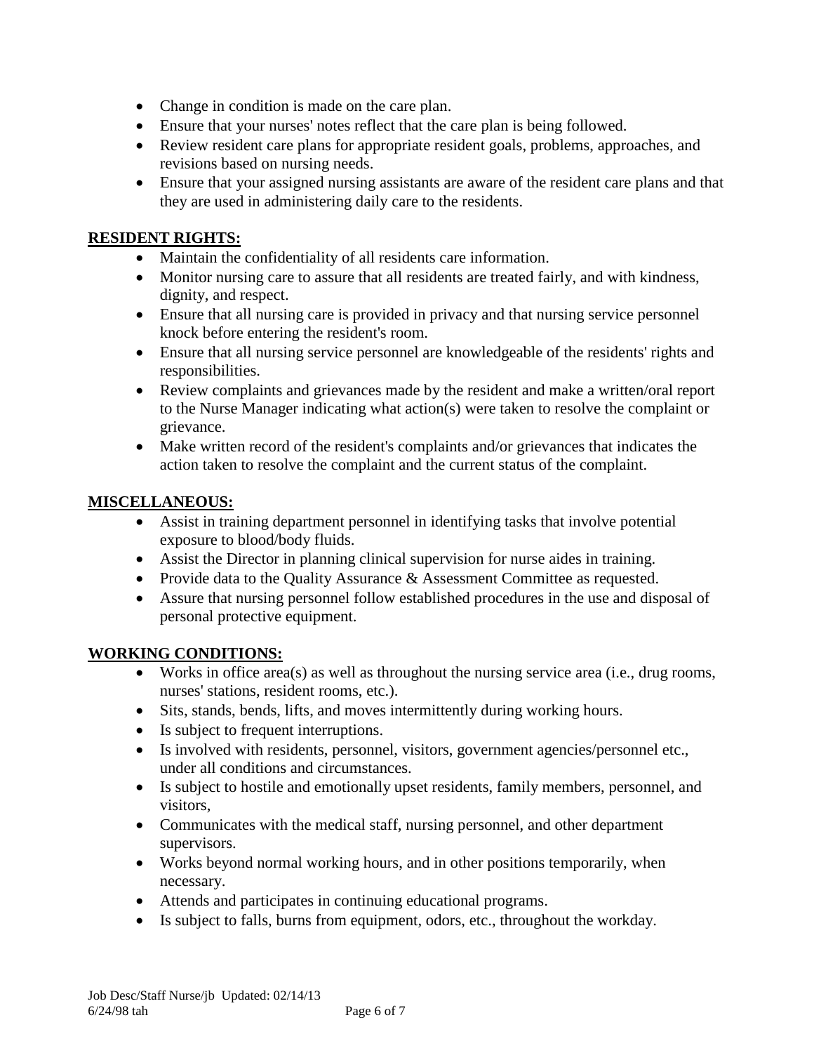- Change in condition is made on the care plan.
- Ensure that your nurses' notes reflect that the care plan is being followed.
- Review resident care plans for appropriate resident goals, problems, approaches, and revisions based on nursing needs.
- Ensure that your assigned nursing assistants are aware of the resident care plans and that they are used in administering daily care to the residents.

## RESIDENT RIGHTS:

- Maintain the confidentiality of all residents care information.
- Monitor nursing care to assure that all residents are treated fairly, and with kindness, dignity, and respect.
- Ensure that all nursing care is provided in privacy and that nursing service personnel knock before entering the resident's room.
- Ensure that all nursing service personnel are knowledgeable of the residents' rights and responsibilities.
- Review complaints and grievances made by the resident and make a written/oral report to the Nurse Manager indicating what action(s) were taken to resolve the complaint or grievance.
- Make written record of the resident's complaints and/or grievances that indicates the action taken to resolve the complaint and the current status of the complaint.

## MISCELLANEOUS:

- Assist in training department personnel in identifying tasks that involve potential exposure to blood/body fluids.
- Assist the Director in planning clinical supervision for nurse aides in training.
- Provide data to the Quality Assurance & Assessment Committee as requested.
- Assure that nursing personnel follow established procedures in the use and disposal of personal protective equipment.

## WORKING CONDITIONS:

- Works in office area(s) as well as throughout the nursing service area (i.e., drug rooms, nurses' stations, resident rooms, etc.).
- Sits, stands, bends, lifts, and moves intermittently during working hours.
- Is subject to frequent interruptions.
- Is involved with residents, personnel, visitors, government agencies/personnel etc., under all conditions and circumstances.
- Is subject to hostile and emotionally upset residents, family members, personnel, and visitors,
- Communicates with the medical staff, nursing personnel, and other department supervisors.
- Works beyond normal working hours, and in other positions temporarily, when necessary.
- Attends and participates in continuing educational programs.
- Is subject to falls, burns from equipment, odors, etc., throughout the workday.

Job Desc/Staff Nurse/jb Updated: 02/14/13
6/24/98 tah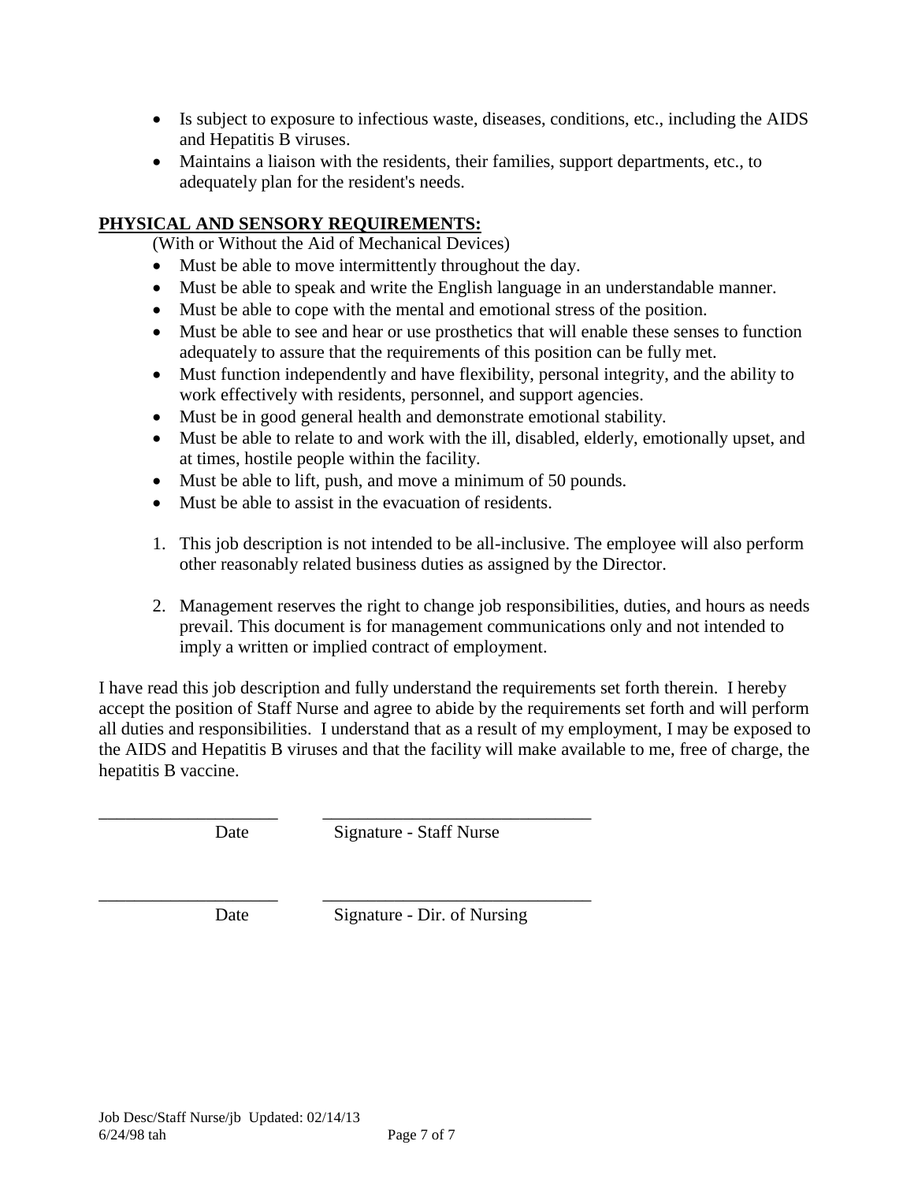- Is subject to exposure to infectious waste, diseases, conditions, etc., including the AIDS and Hepatitis B viruses.
- Maintains a liaison with the residents, their families, support departments, etc., to adequately plan for the resident's needs.

**PHYSICAL AND SENSORY REQUIREMENTS:**

(With or Without the Aid of Mechanical Devices)

- Must be able to move intermittently throughout the day.
- Must be able to speak and write the English language in an understandable manner.
- Must be able to cope with the mental and emotional stress of the position.
- Must be able to see and hear or use prosthetics that will enable these senses to function adequately to assure that the requirements of this position can be fully met.
- Must function independently and have flexibility, personal integrity, and the ability to work effectively with residents, personnel, and support agencies.
- Must be in good general health and demonstrate emotional stability.
- Must be able to relate to and work with the ill, disabled, elderly, emotionally upset, and at times, hostile people within the facility.
- Must be able to lift, push, and move a minimum of 50 pounds.
- Must be able to assist in the evacuation of residents.

1. This job description is not intended to be all-inclusive. The employee will also perform other reasonably related business duties as assigned by the Director.

2. Management reserves the right to change job responsibilities, duties, and hours as needs prevail. This document is for management communications only and not intended to imply a written or implied contract of employment.

I have read this job description and fully understand the requirements set forth therein. I hereby accept the position of Staff Nurse and agree to abide by the requirements set forth and will perform all duties and responsibilities. I understand that as a result of my employment, I may be exposed to the AIDS and Hepatitis B viruses and that the facility will make available to me, free of charge, the hepatitis B vaccine.

\_\_\_\_\_\_\_\_\_\_\_\_\_\_\_\_\_\_\_\_ \_\_\_\_\_\_\_\_\_\_\_\_\_\_\_\_\_\_\_\_\_\_\_\_\_\_\_\_\_\_

Date Signature - Staff Nurse

\_\_\_\_\_\_\_\_\_\_\_\_\_\_\_\_\_\_\_\_ \_\_\_\_\_\_\_\_\_\_\_\_\_\_\_\_\_\_\_\_\_\_\_\_\_\_\_\_\_\_

Date Signature - Dir. of Nursing

Job Desc/Staff Nurse/jb Updated: 02/14/13
6/24/98 tah